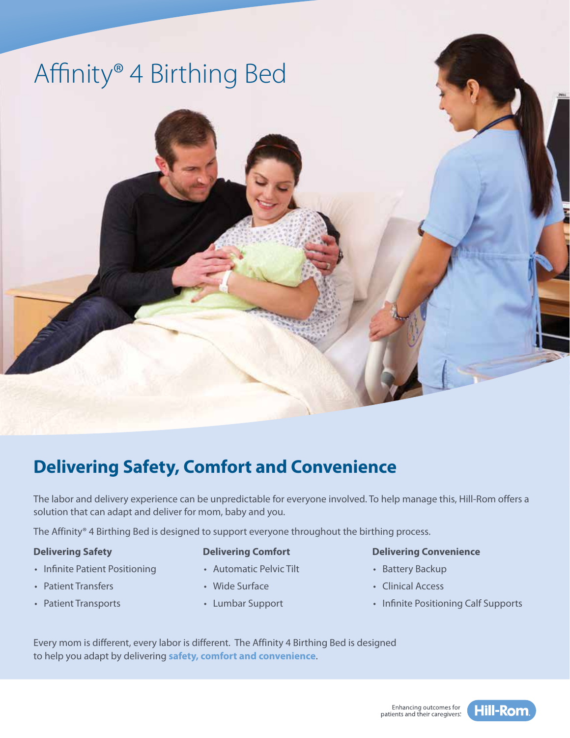# Affinity® 4 Birthing Bed

## Delivering Safety, Comfort and Convenience

The labor and delivery experience can be unpredictable for everyone involved. To help manage this, Hill-Rom offers a solution that can adapt and deliver for mom, baby and you.

The Affinity® 4 Birthing Bed is designed to support everyone throughout the birthing process.

**Delivering Safety**

- Infinite Patient Positioning
- Patient Transfers
- Patient Transports

**Delivering Comfort**

- Automatic Pelvic Tilt
- Wide Surface
- Lumbar Support

**Delivering Convenience**

- Battery Backup
- Clinical Access
- Infinite Positioning Calf Supports

Every mom is different, every labor is different. The Affinity 4 Birthing Bed is designed to help you adapt by delivering **safety, comfort and convenience**.

Enhancing outcomes for patients and their caregivers.® Hill-Rom.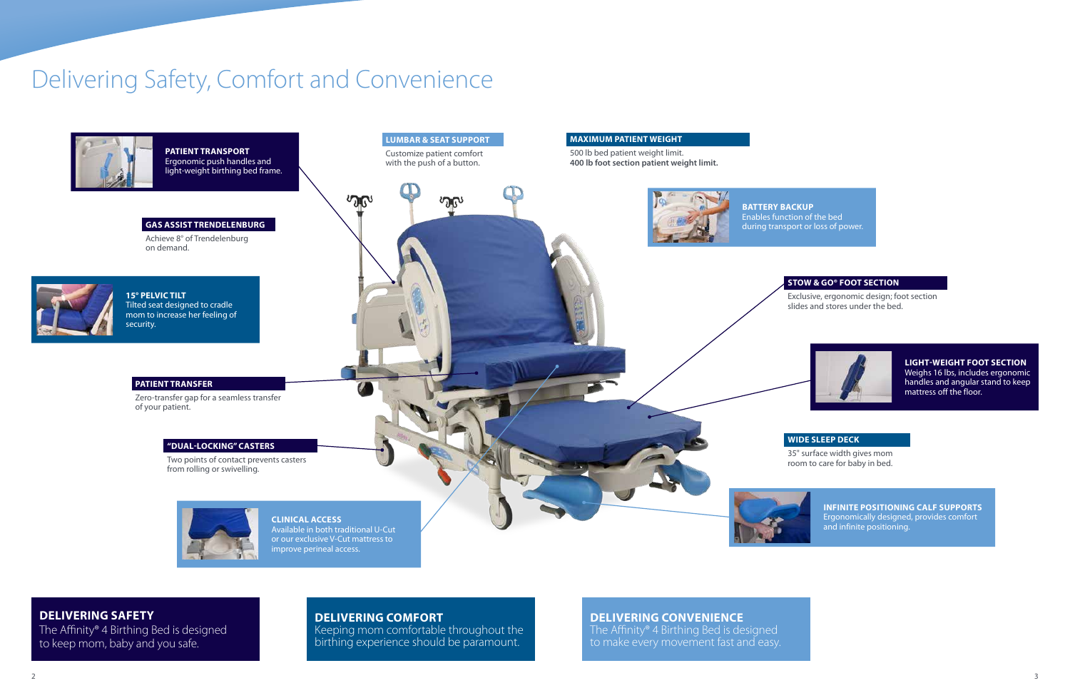# Delivering Safety, Comfort and Convenience

**PATIENT TRANSPORT**
Ergonomic push handles and light-weight birthing bed frame.

**LUMBAR & SEAT SUPPORT**
Customize patient comfort with the push of a button.

**MAXIMUM PATIENT WEIGHT**
500 lb bed patient weight limit.
**400 lb foot section patient weight limit.**

**GAS ASSIST TRENDELENBURG**
Achieve 8° of Trendelenburg on demand.

**BATTERY BACKUP**
Enables function of the bed during transport or loss of power.

**15° PELVIC TILT**
Tilted seat designed to cradle mom to increase her feeling of security.

**STOW & GO® FOOT SECTION**
Exclusive, ergonomic design; foot section slides and stores under the bed.

**LIGHT-WEIGHT FOOT SECTION**
Weighs 16 lbs, includes ergonomic handles and angular stand to keep mattress off the floor.

**PATIENT TRANSFER**
Zero-transfer gap for a seamless transfer of your patient.

**"DUAL-LOCKING" CASTERS**
Two points of contact prevents casters from rolling or swivelling.

**WIDE SLEEP DECK**
35" surface width gives mom room to care for baby in bed.

**CLINICAL ACCESS**
Available in both traditional U-Cut or our exclusive V-Cut mattress to improve perineal access.

**INFINITE POSITIONING CALF SUPPORTS**
Ergonomically designed, provides comfort and infinite positioning.

## DELIVERING SAFETY
The Affinity® 4 Birthing Bed is designed to keep mom, baby and you safe.

## DELIVERING COMFORT
Keeping mom comfortable throughout the birthing experience should be paramount.

## DELIVERING CONVENIENCE
The Affinity® 4 Birthing Bed is designed to make every movement fast and easy.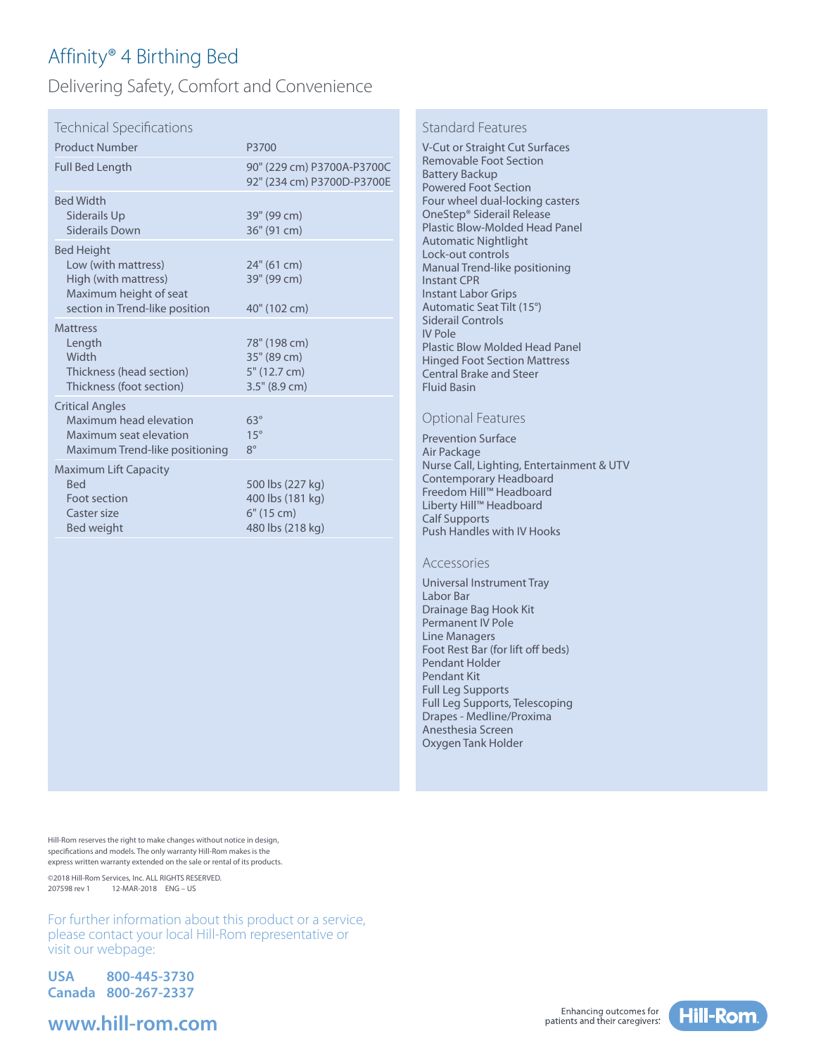# Affinity® 4 Birthing Bed

## Delivering Safety, Comfort and Convenience

### Technical Specifications

| | |
|---|---|
| Product Number | P3700 |
| Full Bed Length | 90" (229 cm) P3700A-P3700C<br>92" (234 cm) P3700D-P3700E |
| **Bed Width** | |
| Siderails Up | 39" (99 cm) |
| Siderails Down | 36" (91 cm) |
| **Bed Height** | |
| Low (with mattress) | 24" (61 cm) |
| High (with mattress) | 39" (99 cm) |
| Maximum height of seat section in Trend-like position | 40" (102 cm) |
| **Mattress** | |
| Length | 78" (198 cm) |
| Width | 35" (89 cm) |
| Thickness (head section) | 5" (12.7 cm) |
| Thickness (foot section) | 3.5" (8.9 cm) |
| **Critical Angles** | |
| Maximum head elevation | 63° |
| Maximum seat elevation | 15° |
| Maximum Trend-like positioning | 8° |
| **Maximum Lift Capacity** | |
| Bed | 500 lbs (227 kg) |
| Foot section | 400 lbs (181 kg) |
| Caster size | 6" (15 cm) |
| Bed weight | 480 lbs (218 kg) |

### Standard Features

- V-Cut or Straight Cut Surfaces
- Removable Foot Section
- Battery Backup
- Powered Foot Section
- Four wheel dual-locking casters
- OneStep® Siderail Release
- Plastic Blow-Molded Head Panel
- Automatic Nightlight
- Lock-out controls
- Manual Trend-like positioning
- Instant CPR
- Instant Labor Grips
- Automatic Seat Tilt (15°)
- Siderail Controls
- IV Pole
- Plastic Blow Molded Head Panel
- Hinged Foot Section Mattress
- Central Brake and Steer
- Fluid Basin

### Optional Features

- Prevention Surface
- Air Package
- Nurse Call, Lighting, Entertainment & UTV
- Contemporary Headboard
- Freedom Hill™ Headboard
- Liberty Hill™ Headboard
- Calf Supports
- Push Handles with IV Hooks

### Accessories

- Universal Instrument Tray
- Labor Bar
- Drainage Bag Hook Kit
- Permanent IV Pole
- Line Managers
- Foot Rest Bar (for lift off beds)
- Pendant Holder
- Pendant Kit
- Full Leg Supports
- Full Leg Supports, Telescoping
- Drapes - Medline/Proxima
- Anesthesia Screen
- Oxygen Tank Holder

Hill-Rom reserves the right to make changes without notice in design, specifications and models. The only warranty Hill-Rom makes is the express written warranty extended on the sale or rental of its products.

©2018 Hill-Rom Services, Inc. ALL RIGHTS RESERVED.
207598 rev 1    12-MAR-2018    ENG – US

For further information about this product or a service, please contact your local Hill-Rom representative or visit our webpage:

**USA 800-445-3730**
**Canada 800-267-2337**

**www.hill-rom.com**

Enhancing outcomes for patients and their caregivers.® Hill-Rom.